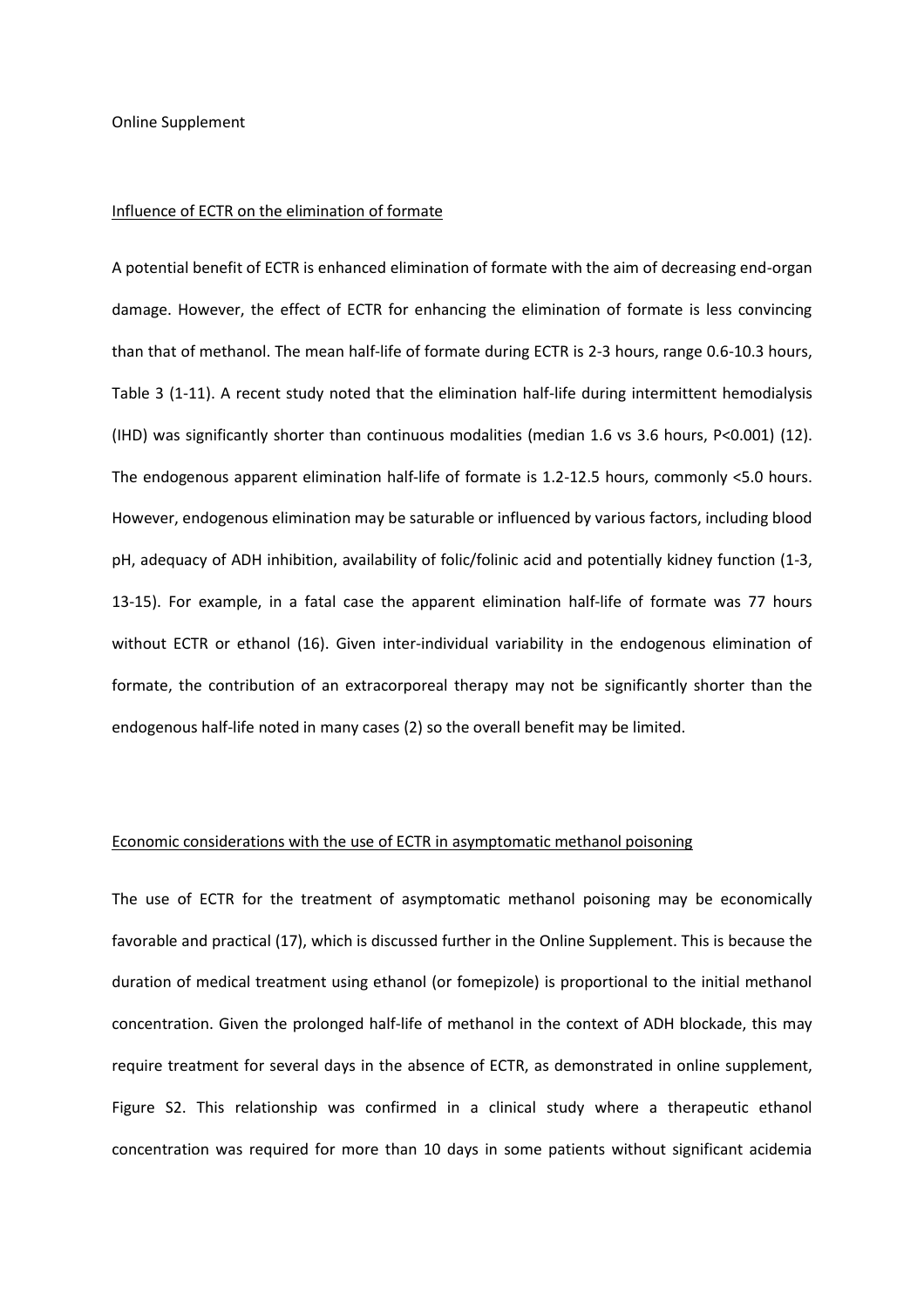Online Supplement

## Influence of ECTR on the elimination of formate

A potential benefit of ECTR is enhanced elimination of formate with the aim of decreasing end-organ damage. However, the effect of ECTR for enhancing the elimination of formate is less convincing than that of methanol. The mean half-life of formate during ECTR is 2-3 hours, range 0.6-10.3 hours, Table 3 (1-11). A recent study noted that the elimination half-life during intermittent hemodialysis (IHD) was significantly shorter than continuous modalities (median 1.6 vs 3.6 hours, $P<0.001$) (12). The endogenous apparent elimination half-life of formate is 1.2-12.5 hours, commonly <5.0 hours. However, endogenous elimination may be saturable or influenced by various factors, including blood pH, adequacy of ADH inhibition, availability of folic/folinic acid and potentially kidney function (1-3, 13-15). For example, in a fatal case the apparent elimination half-life of formate was 77 hours without ECTR or ethanol (16). Given inter-individual variability in the endogenous elimination of formate, the contribution of an extracorporeal therapy may not be significantly shorter than the endogenous half-life noted in many cases (2) so the overall benefit may be limited.

## Economic considerations with the use of ECTR in asymptomatic methanol poisoning

The use of ECTR for the treatment of asymptomatic methanol poisoning may be economically favorable and practical (17), which is discussed further in the Online Supplement. This is because the duration of medical treatment using ethanol (or fomepizole) is proportional to the initial methanol concentration. Given the prolonged half-life of methanol in the context of ADH blockade, this may require treatment for several days in the absence of ECTR, as demonstrated in online supplement, Figure S2. This relationship was confirmed in a clinical study where a therapeutic ethanol concentration was required for more than 10 days in some patients without significant acidemia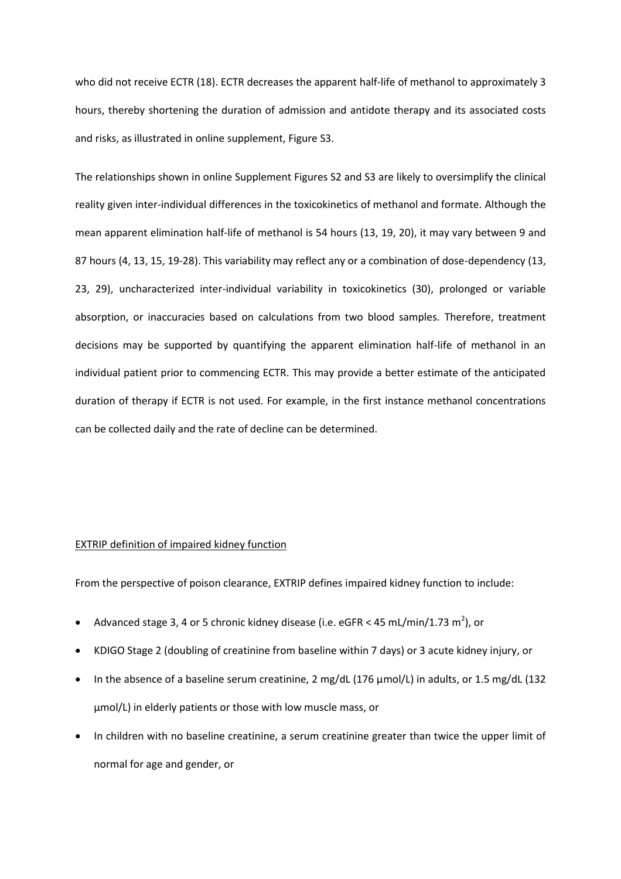who did not receive ECTR (18). ECTR decreases the apparent half-life of methanol to approximately 3 hours, thereby shortening the duration of admission and antidote therapy and its associated costs and risks, as illustrated in online supplement, Figure S3.

The relationships shown in online Supplement Figures S2 and S3 are likely to oversimplify the clinical reality given inter-individual differences in the toxicokinetics of methanol and formate. Although the mean apparent elimination half-life of methanol is 54 hours (13, 19, 20), it may vary between 9 and 87 hours (4, 13, 15, 19-28). This variability may reflect any or a combination of dose-dependency (13, 23, 29), uncharacterized inter-individual variability in toxicokinetics (30), prolonged or variable absorption, or inaccuracies based on calculations from two blood samples. Therefore, treatment decisions may be supported by quantifying the apparent elimination half-life of methanol in an individual patient prior to commencing ECTR. This may provide a better estimate of the anticipated duration of therapy if ECTR is not used. For example, in the first instance methanol concentrations can be collected daily and the rate of decline can be determined.

<u>EXTRIP definition of impaired kidney function</u>

From the perspective of poison clearance, EXTRIP defines impaired kidney function to include:

- Advanced stage 3, 4 or 5 chronic kidney disease (i.e. eGFR < 45 mL/min/1.73 $m^2$), or
- KDIGO Stage 2 (doubling of creatinine from baseline within 7 days) or 3 acute kidney injury, or
- In the absence of a baseline serum creatinine, 2 mg/dL (176 µmol/L) in adults, or 1.5 mg/dL (132 µmol/L) in elderly patients or those with low muscle mass, or
- In children with no baseline creatinine, a serum creatinine greater than twice the upper limit of normal for age and gender, or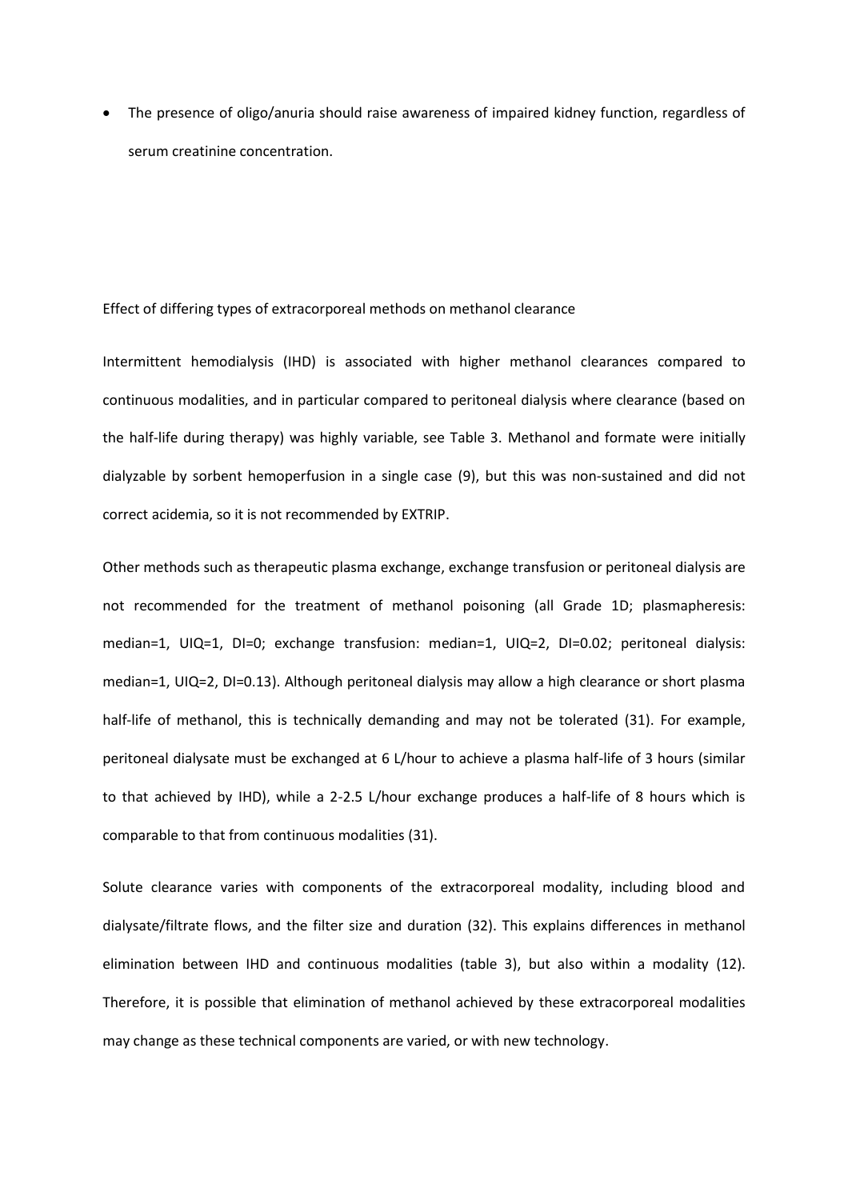- The presence of oligo/anuria should raise awareness of impaired kidney function, regardless of serum creatinine concentration.

Effect of differing types of extracorporeal methods on methanol clearance

Intermittent hemodialysis (IHD) is associated with higher methanol clearances compared to continuous modalities, and in particular compared to peritoneal dialysis where clearance (based on the half-life during therapy) was highly variable, see Table 3. Methanol and formate were initially dialyzable by sorbent hemoperfusion in a single case (9), but this was non-sustained and did not correct acidemia, so it is not recommended by EXTRIP.

Other methods such as therapeutic plasma exchange, exchange transfusion or peritoneal dialysis are not recommended for the treatment of methanol poisoning (all Grade 1D; plasmapheresis: median=1, UIQ=1, DI=0; exchange transfusion: median=1, UIQ=2, DI=0.02; peritoneal dialysis: median=1, UIQ=2, DI=0.13). Although peritoneal dialysis may allow a high clearance or short plasma half-life of methanol, this is technically demanding and may not be tolerated (31). For example, peritoneal dialysate must be exchanged at 6 L/hour to achieve a plasma half-life of 3 hours (similar to that achieved by IHD), while a 2-2.5 L/hour exchange produces a half-life of 8 hours which is comparable to that from continuous modalities (31).

Solute clearance varies with components of the extracorporeal modality, including blood and dialysate/filtrate flows, and the filter size and duration (32). This explains differences in methanol elimination between IHD and continuous modalities (table 3), but also within a modality (12). Therefore, it is possible that elimination of methanol achieved by these extracorporeal modalities may change as these technical components are varied, or with new technology.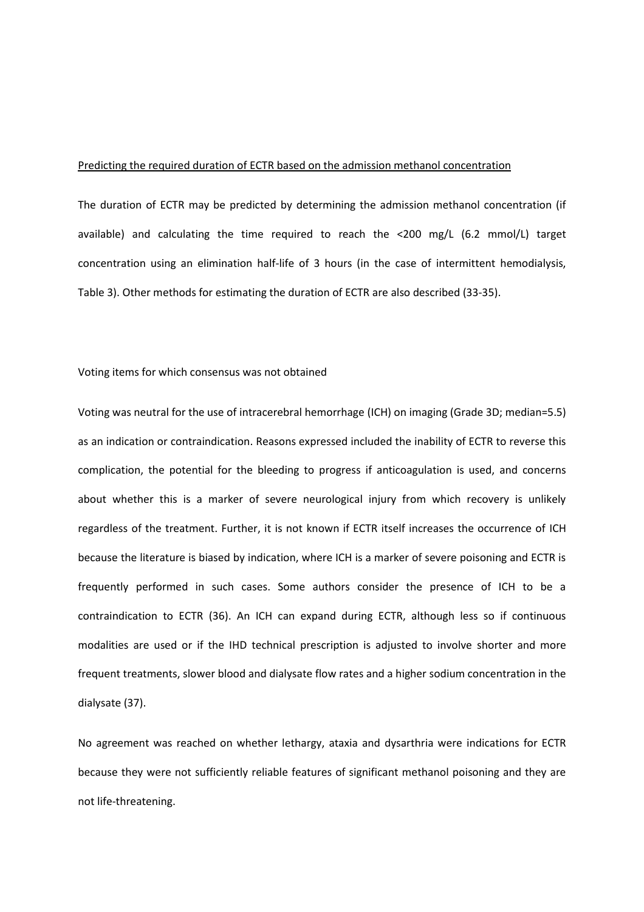Predicting the required duration of ECTR based on the admission methanol concentration

The duration of ECTR may be predicted by determining the admission methanol concentration (if available) and calculating the time required to reach the <200 mg/L (6.2 mmol/L) target concentration using an elimination half-life of 3 hours (in the case of intermittent hemodialysis, Table 3). Other methods for estimating the duration of ECTR are also described (33-35).

Voting items for which consensus was not obtained

Voting was neutral for the use of intracerebral hemorrhage (ICH) on imaging (Grade 3D; median=5.5) as an indication or contraindication. Reasons expressed included the inability of ECTR to reverse this complication, the potential for the bleeding to progress if anticoagulation is used, and concerns about whether this is a marker of severe neurological injury from which recovery is unlikely regardless of the treatment. Further, it is not known if ECTR itself increases the occurrence of ICH because the literature is biased by indication, where ICH is a marker of severe poisoning and ECTR is frequently performed in such cases. Some authors consider the presence of ICH to be a contraindication to ECTR (36). An ICH can expand during ECTR, although less so if continuous modalities are used or if the IHD technical prescription is adjusted to involve shorter and more frequent treatments, slower blood and dialysate flow rates and a higher sodium concentration in the dialysate (37).

No agreement was reached on whether lethargy, ataxia and dysarthria were indications for ECTR because they were not sufficiently reliable features of significant methanol poisoning and they are not life-threatening.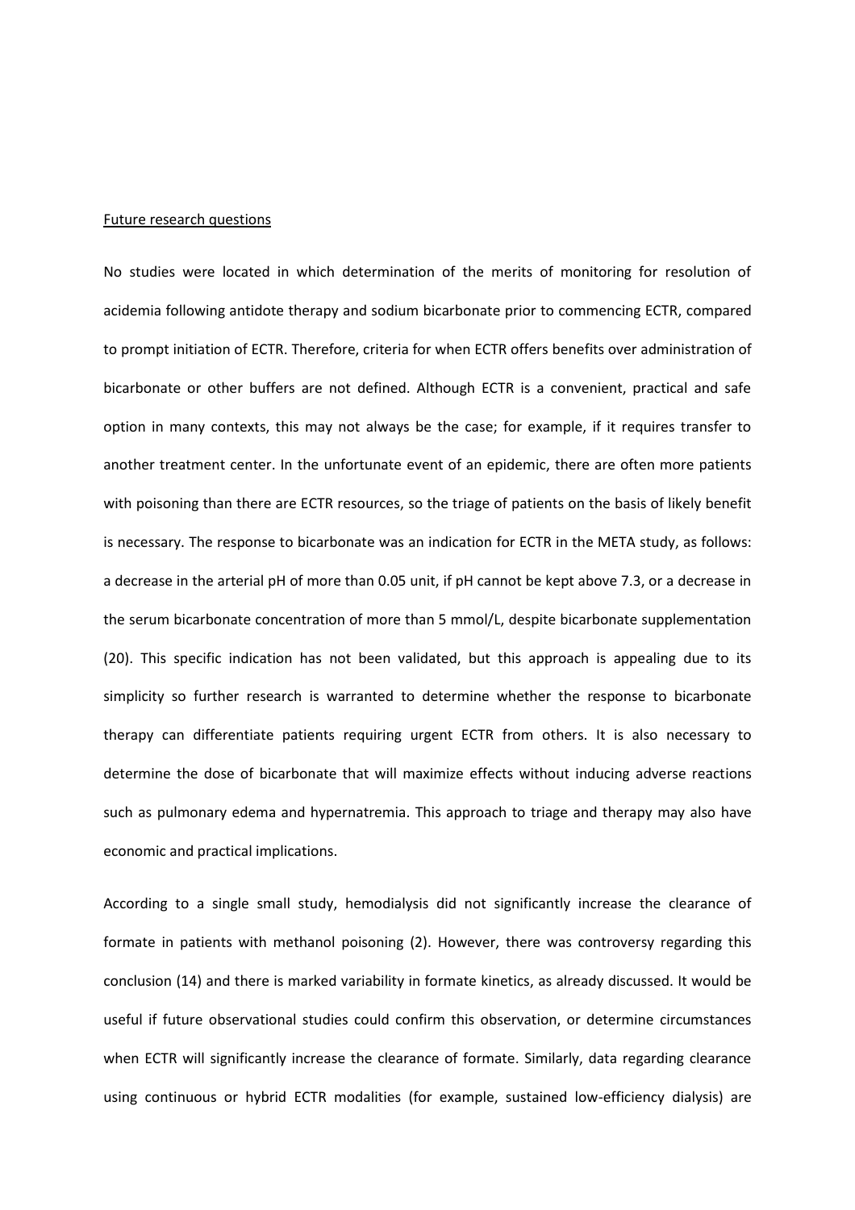Future research questions

No studies were located in which determination of the merits of monitoring for resolution of acidemia following antidote therapy and sodium bicarbonate prior to commencing ECTR, compared to prompt initiation of ECTR. Therefore, criteria for when ECTR offers benefits over administration of bicarbonate or other buffers are not defined. Although ECTR is a convenient, practical and safe option in many contexts, this may not always be the case; for example, if it requires transfer to another treatment center. In the unfortunate event of an epidemic, there are often more patients with poisoning than there are ECTR resources, so the triage of patients on the basis of likely benefit is necessary. The response to bicarbonate was an indication for ECTR in the META study, as follows: a decrease in the arterial pH of more than 0.05 unit, if pH cannot be kept above 7.3, or a decrease in the serum bicarbonate concentration of more than 5 mmol/L, despite bicarbonate supplementation (20). This specific indication has not been validated, but this approach is appealing due to its simplicity so further research is warranted to determine whether the response to bicarbonate therapy can differentiate patients requiring urgent ECTR from others. It is also necessary to determine the dose of bicarbonate that will maximize effects without inducing adverse reactions such as pulmonary edema and hypernatremia. This approach to triage and therapy may also have economic and practical implications.

According to a single small study, hemodialysis did not significantly increase the clearance of formate in patients with methanol poisoning (2). However, there was controversy regarding this conclusion (14) and there is marked variability in formate kinetics, as already discussed. It would be useful if future observational studies could confirm this observation, or determine circumstances when ECTR will significantly increase the clearance of formate. Similarly, data regarding clearance using continuous or hybrid ECTR modalities (for example, sustained low-efficiency dialysis) are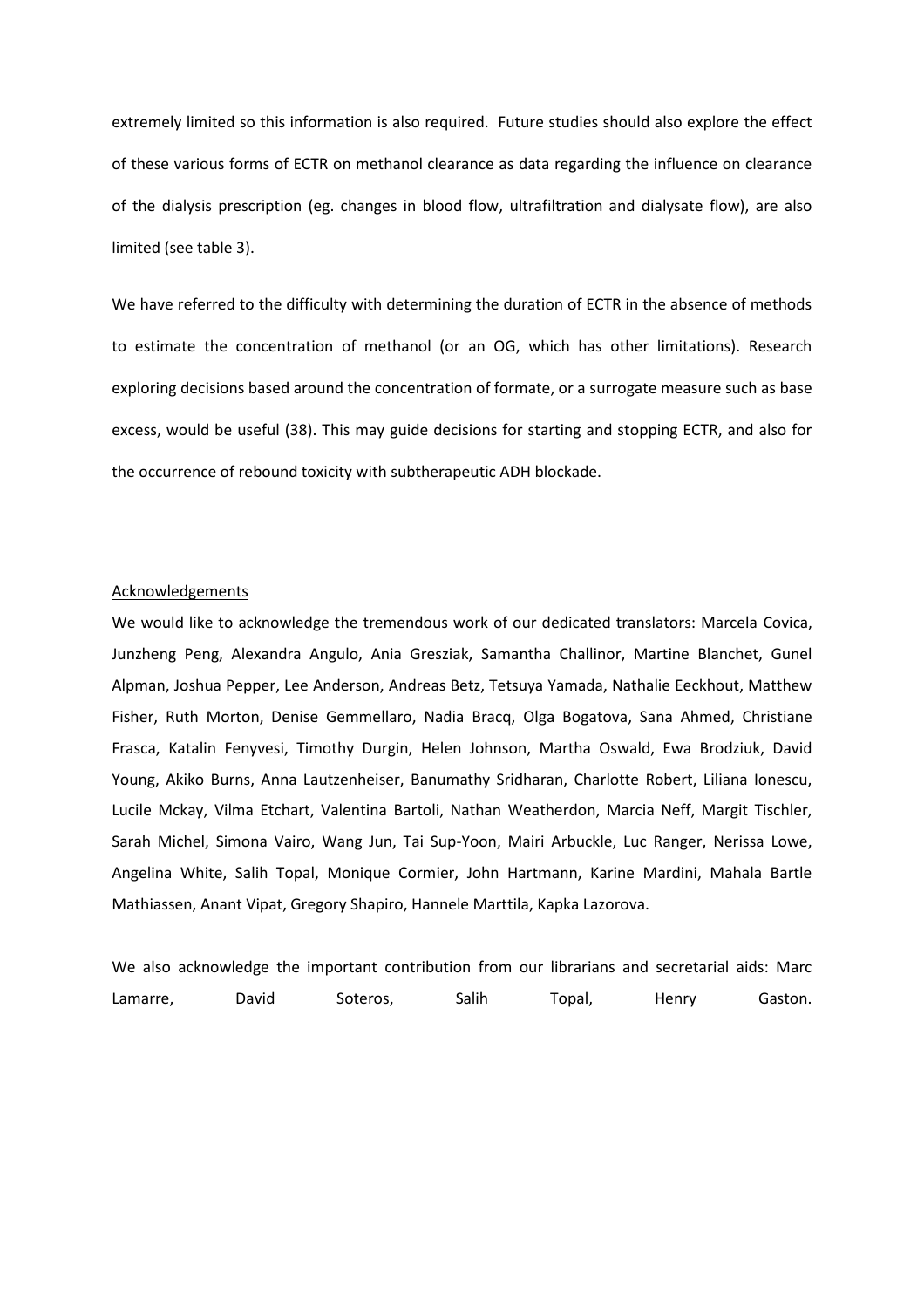extremely limited so this information is also required. Future studies should also explore the effect of these various forms of ECTR on methanol clearance as data regarding the influence on clearance of the dialysis prescription (eg. changes in blood flow, ultrafiltration and dialysate flow), are also limited (see table 3).

We have referred to the difficulty with determining the duration of ECTR in the absence of methods to estimate the concentration of methanol (or an OG, which has other limitations). Research exploring decisions based around the concentration of formate, or a surrogate measure such as base excess, would be useful (38). This may guide decisions for starting and stopping ECTR, and also for the occurrence of rebound toxicity with subtherapeutic ADH blockade.

## Acknowledgements

We would like to acknowledge the tremendous work of our dedicated translators: Marcela Covica, Junzheng Peng, Alexandra Angulo, Ania Gresziak, Samantha Challinor, Martine Blanchet, Gunel Alpman, Joshua Pepper, Lee Anderson, Andreas Betz, Tetsuya Yamada, Nathalie Eeckhout, Matthew Fisher, Ruth Morton, Denise Gemmellaro, Nadia Bracq, Olga Bogatova, Sana Ahmed, Christiane Frasca, Katalin Fenyvesi, Timothy Durgin, Helen Johnson, Martha Oswald, Ewa Brodziuk, David Young, Akiko Burns, Anna Lautzenheiser, Banumathy Sridharan, Charlotte Robert, Liliana Ionescu, Lucile Mckay, Vilma Etchart, Valentina Bartoli, Nathan Weatherdon, Marcia Neff, Margit Tischler, Sarah Michel, Simona Vairo, Wang Jun, Tai Sup-Yoon, Mairi Arbuckle, Luc Ranger, Nerissa Lowe, Angelina White, Salih Topal, Monique Cormier, John Hartmann, Karine Mardini, Mahala Bartle Mathiassen, Anant Vipat, Gregory Shapiro, Hannele Marttila, Kapka Lazorova.

We also acknowledge the important contribution from our librarians and secretarial aids: Marc Lamarre, David Soteros, Salih Topal, Henry Gaston.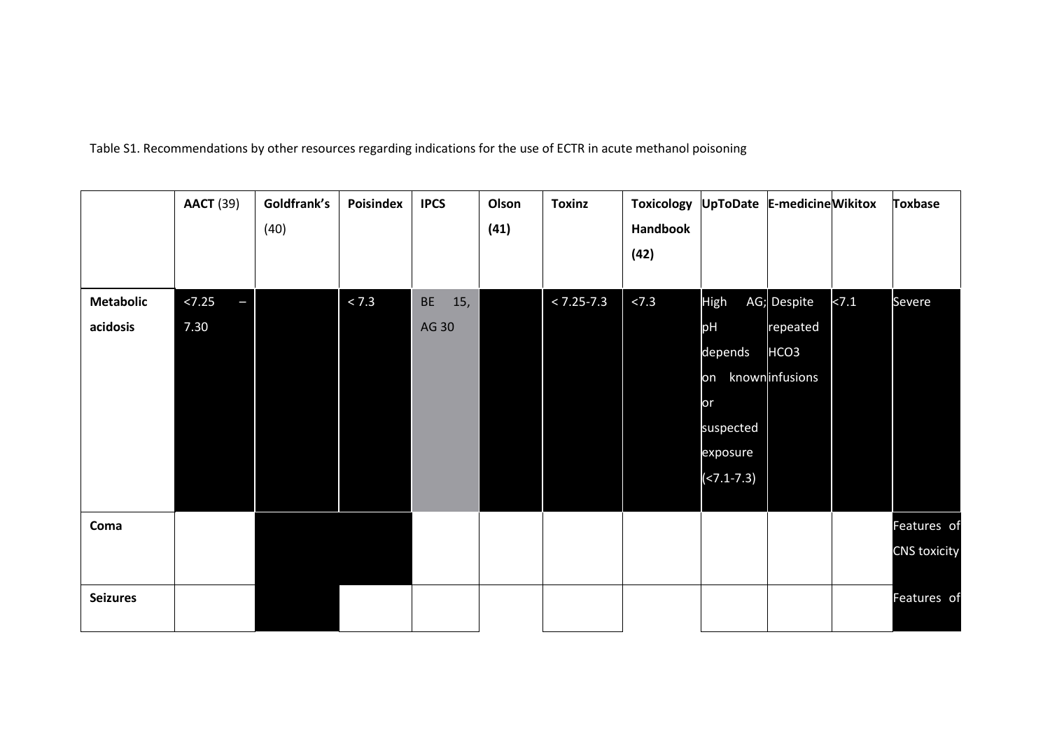Table S1. Recommendations by other resources regarding indications for the use of ECTR in acute methanol poisoning

| | **AACT** (39) | **Goldfrank's** (40) | **Poisindex** | **IPCS** | **Olson (41)** | **Toxinz** | **Toxicology Handbook (42)** | **UpToDate** | **E-medicine** | **Wikitox** | **Toxbase** |
|---|---|---|---|---|---|---|---|---|---|---|---|
| **Metabolic acidosis** | <7.25 – 7.30 | | < 7.3 | BE 15, AG 30 | | < 7.25-7.3 | <7.3 | High AG; pH depends on known or suspected exposure (<7.1-7.3) | Despite repeated HCO3 infusions | <7.1 | Severe |
| **Coma** | | | | | | | | | | | Features of CNS toxicity |
| **Seizures** | | | | | | | | | | | Features of |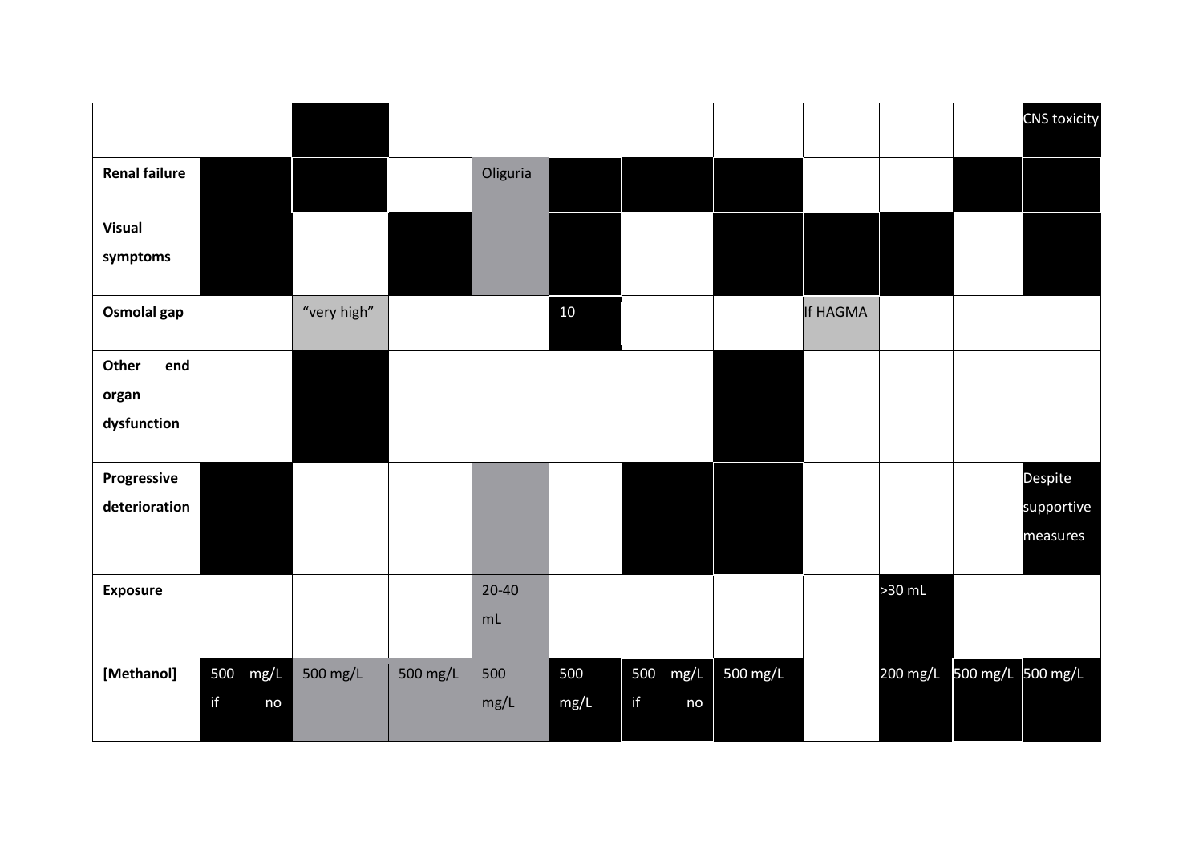| | | | | | | | | | | | |
|---|---|---|---|---|---|---|---|---|---|---|---|
| | | | | | | | | | | | CNS toxicity |
| **Renal failure** | | | | Oliguria | | | | | | | |
| **Visual symptoms** | | | | | | | | | | | |
| **Osmolal gap** | | “very high” | | | 10 | | | If HAGMA | | | |
| **Other end organ dysfunction** | | | | | | | | | | | |
| **Progressive deterioration** | | | | | | | | | | | Despite supportive measures |
| **Exposure** | | | | 20-40 mL | | | | | >30 mL | | |
| **[Methanol]** | 500 mg/L if no | 500 mg/L | 500 mg/L | 500 mg/L | 500 mg/L | 500 mg/L if no | 500 mg/L | | 200 mg/L | 500 mg/L | 500 mg/L |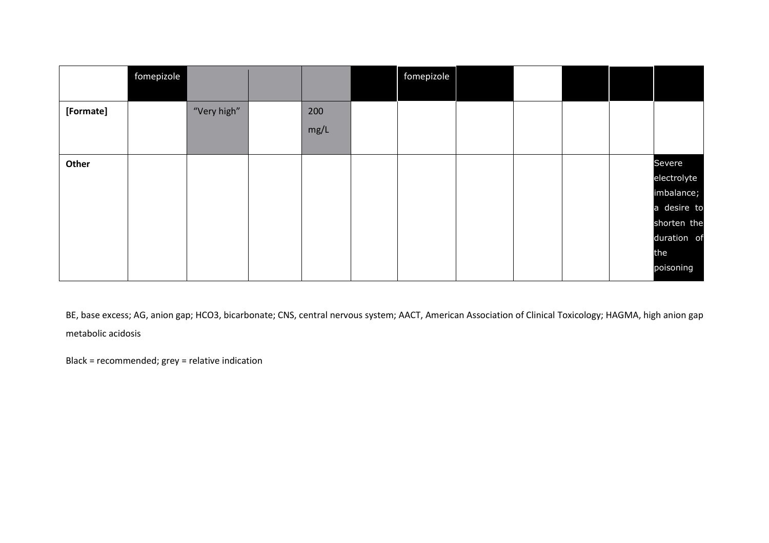|  |  |  |  |  |  |  |  |  |  |  |  |
|---|---|---|---|---|---|---|---|---|---|---|---|
|  | fomepizole |  |  |  |  | fomepizole |  |  |  |  |  |
| **[Formate]** |  | "Very high" |  | 200 mg/L |  |  |  |  |  |  |  |
| **Other** |  |  |  |  |  |  |  |  |  |  | Severe electrolyte imbalance; a desire to shorten the duration of the poisoning |

BE, base excess; AG, anion gap; HCO3, bicarbonate; CNS, central nervous system; AACT, American Association of Clinical Toxicology; HAGMA, high anion gap metabolic acidosis

Black = recommended; grey = relative indication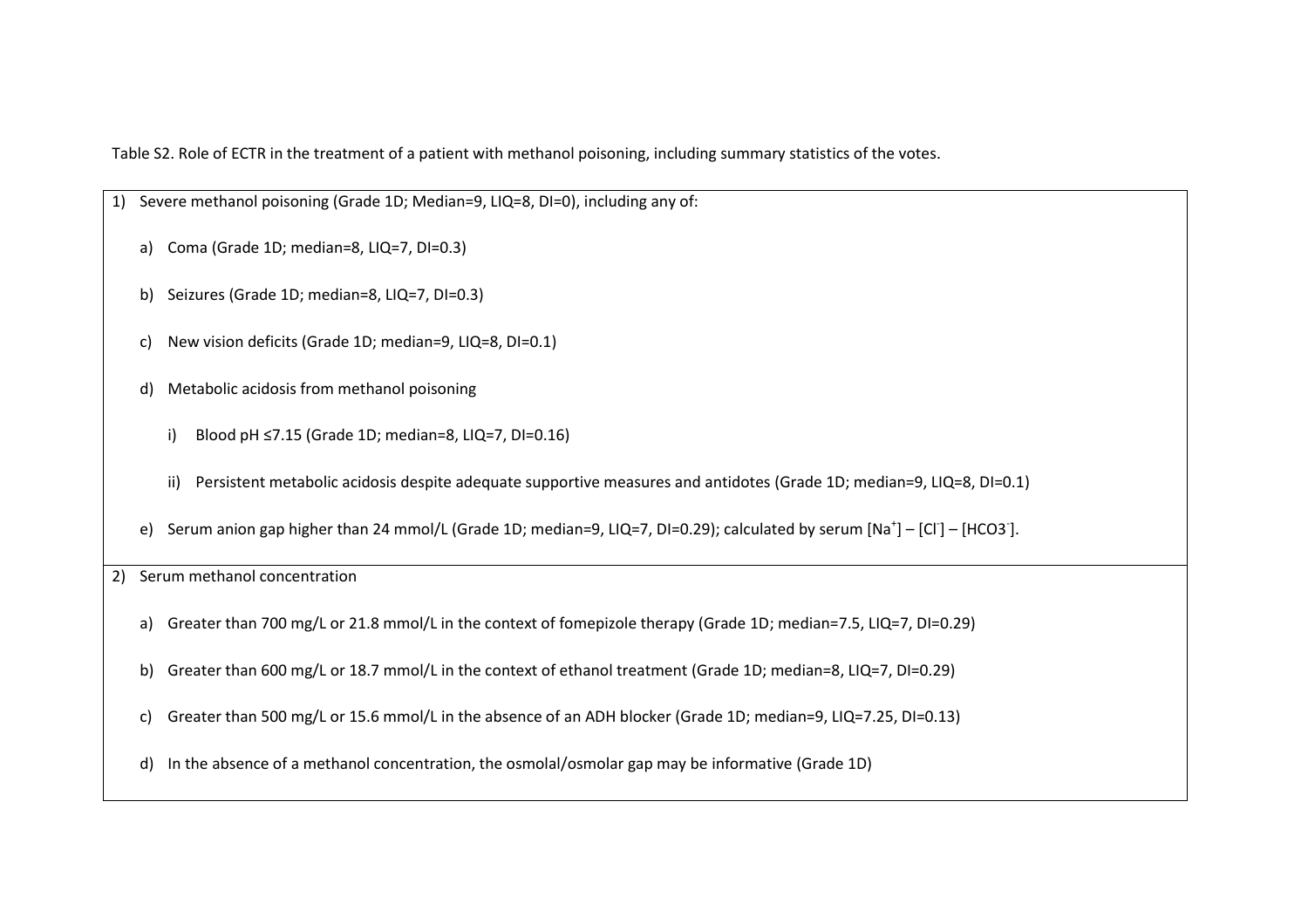Table S2. Role of ECTR in the treatment of a patient with methanol poisoning, including summary statistics of the votes.

1) Severe methanol poisoning (Grade 1D; Median=9, LIQ=8, DI=0), including any of:
   a) Coma (Grade 1D; median=8, LIQ=7, DI=0.3)
   b) Seizures (Grade 1D; median=8, LIQ=7, DI=0.3)
   c) New vision deficits (Grade 1D; median=9, LIQ=8, DI=0.1)
   d) Metabolic acidosis from methanol poisoning
      i) Blood pH ≤7.15 (Grade 1D; median=8, LIQ=7, DI=0.16)
      ii) Persistent metabolic acidosis despite adequate supportive measures and antidotes (Grade 1D; median=9, LIQ=8, DI=0.1)
   e) Serum anion gap higher than 24 mmol/L (Grade 1D; median=9, LIQ=7, DI=0.29); calculated by serum $[Na^+] – [Cl^-] – [HCO3^-]$.

2) Serum methanol concentration
   a) Greater than 700 mg/L or 21.8 mmol/L in the context of fomepizole therapy (Grade 1D; median=7.5, LIQ=7, DI=0.29)
   b) Greater than 600 mg/L or 18.7 mmol/L in the context of ethanol treatment (Grade 1D; median=8, LIQ=7, DI=0.29)
   c) Greater than 500 mg/L or 15.6 mmol/L in the absence of an ADH blocker (Grade 1D; median=9, LIQ=7.25, DI=0.13)
   d) In the absence of a methanol concentration, the osmolal/osmolar gap may be informative (Grade 1D)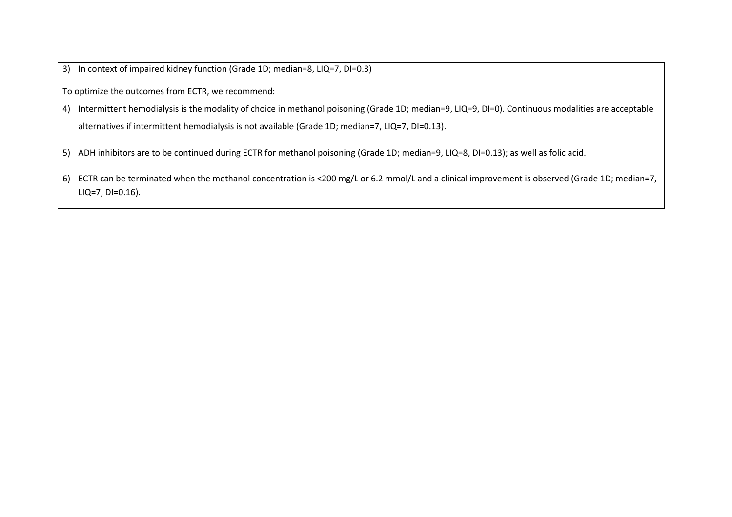3) In context of impaired kidney function (Grade 1D; median=8, LIQ=7, DI=0.3)

To optimize the outcomes from ECTR, we recommend:

4) Intermittent hemodialysis is the modality of choice in methanol poisoning (Grade 1D; median=9, LIQ=9, DI=0). Continuous modalities are acceptable alternatives if intermittent hemodialysis is not available (Grade 1D; median=7, LIQ=7, DI=0.13).

5) ADH inhibitors are to be continued during ECTR for methanol poisoning (Grade 1D; median=9, LIQ=8, DI=0.13); as well as folic acid.

6) ECTR can be terminated when the methanol concentration is <200 mg/L or 6.2 mmol/L and a clinical improvement is observed (Grade 1D; median=7, LIQ=7, DI=0.16).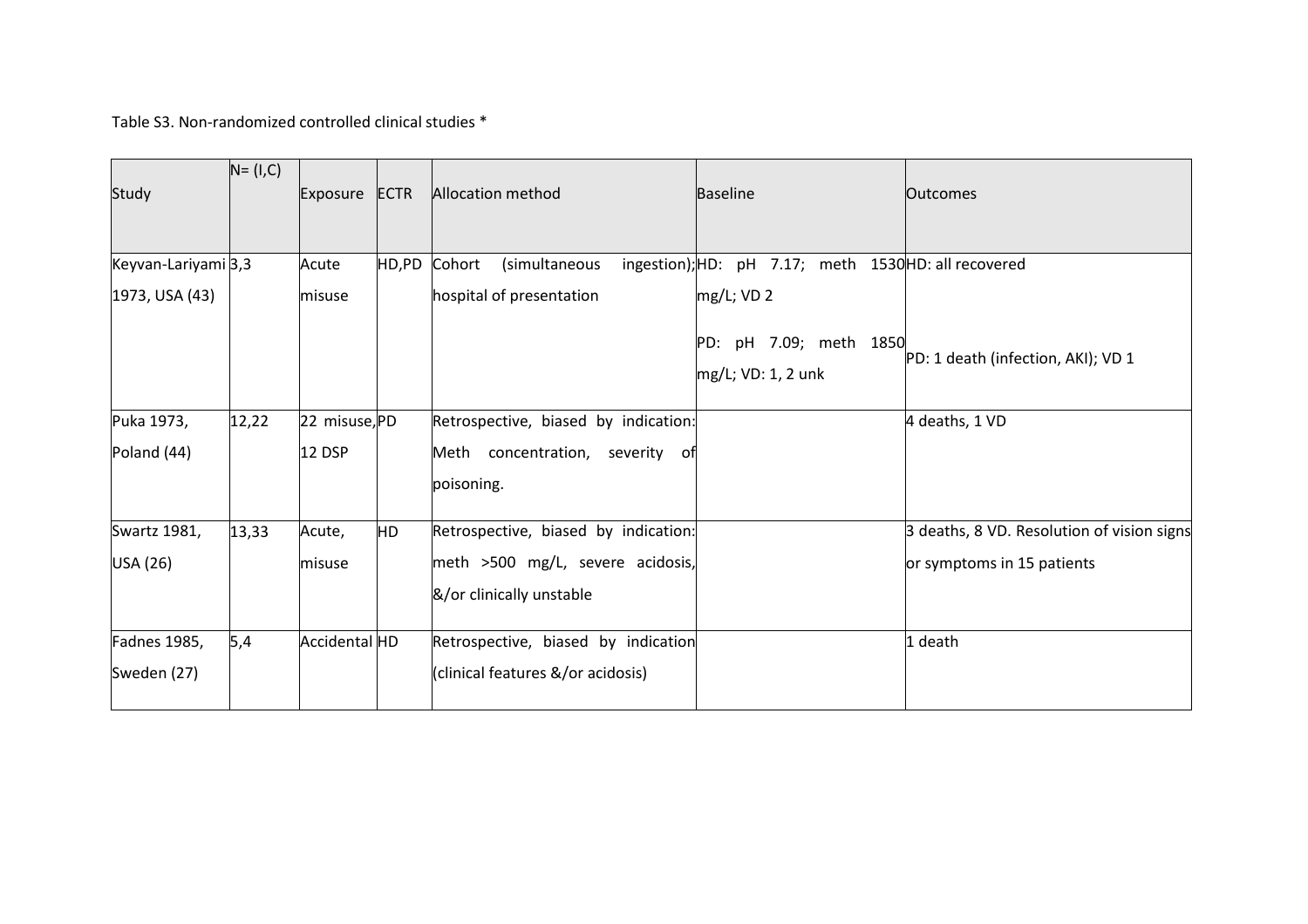Table S3. Non-randomized controlled clinical studies *

| Study | N= (I,C) | Exposure | ECTR | Allocation method | Baseline | Outcomes |
|---|---|---|---|---|---|---|
| Keyvan-Lariyami 1973, USA (43) | 3,3 | Acute misuse | HD,PD | Cohort (simultaneous ingestion); hospital of presentation | HD: pH 7.17; meth 1530 mg/L; VD 2<br>PD: pH 7.09; meth 1850 mg/L; VD: 1, 2 unk | HD: all recovered<br>PD: 1 death (infection, AKI); VD 1 |
| Puka 1973, Poland (44) | 12,22 | 22 misuse, 12 DSP | PD | Retrospective, biased by indication: Meth concentration, severity of poisoning. | | 4 deaths, 1 VD |
| Swartz 1981, USA (26) | 13,33 | Acute, misuse | HD | Retrospective, biased by indication: meth >500 mg/L, severe acidosis, &/or clinically unstable | | 3 deaths, 8 VD. Resolution of vision signs or symptoms in 15 patients |
| Fadnes 1985, Sweden (27) | 5,4 | Accidental | HD | Retrospective, biased by indication (clinical features &/or acidosis) | | 1 death |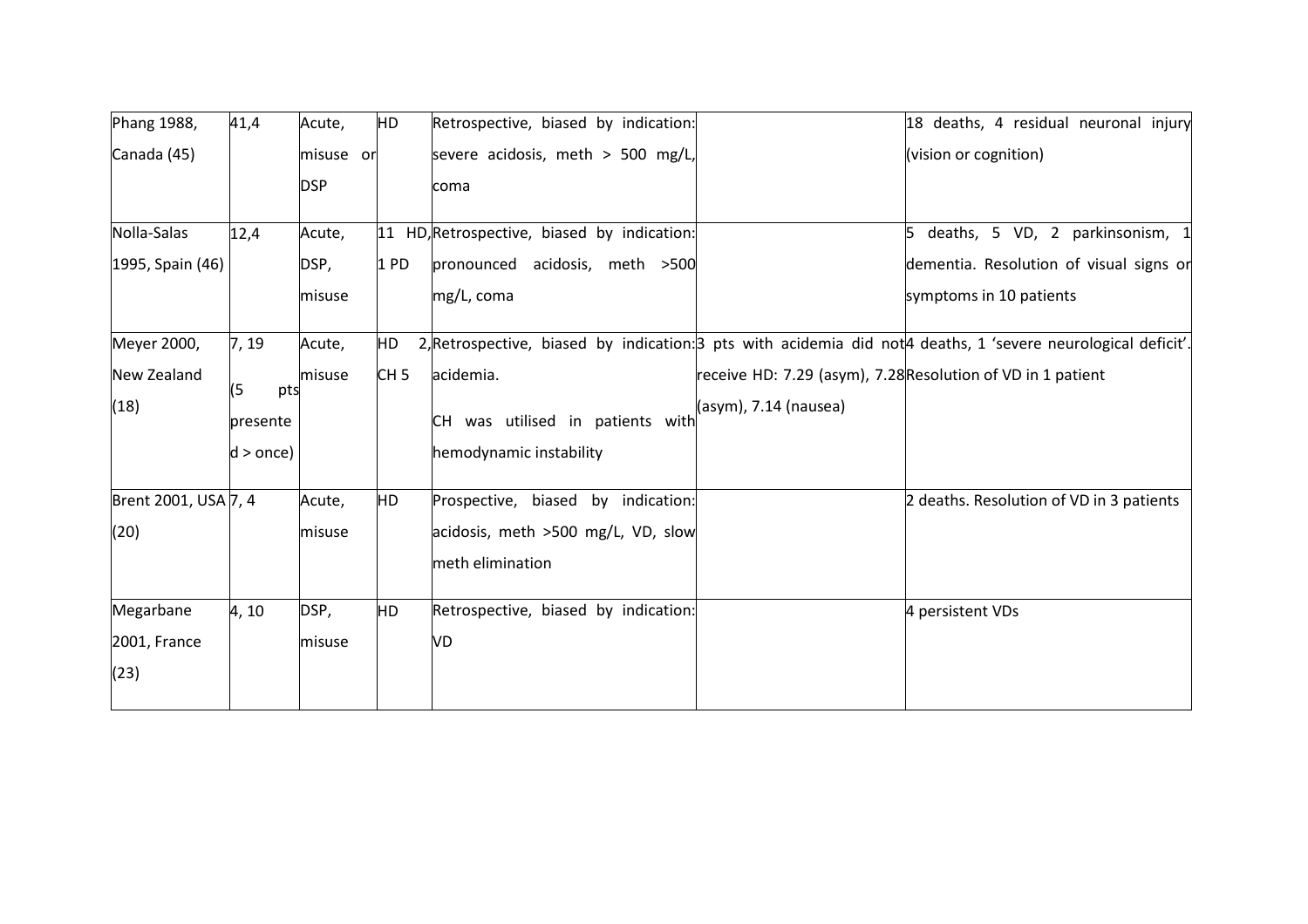| | | | | | | |
|---|---|---|---|---|---|---|
| Phang 1988, Canada (45) | 41,4 | Acute, misuse or DSP | HD | Retrospective, biased by indication: severe acidosis, meth > 500 mg/L, coma | | 18 deaths, 4 residual neuronal injury (vision or cognition) |
| Nolla-Salas 1995, Spain (46) | 12,4 | Acute, DSP, misuse | 11 HD, 1 PD | Retrospective, biased by indication: pronounced acidosis, meth >500 mg/L, coma | | 5 deaths, 5 VD, 2 parkinsonism, 1 dementia. Resolution of visual signs or symptoms in 10 patients |
| Meyer 2000, New Zealand (18) | 7, 19 (5 pts presented > once) | Acute, misuse | HD 2, CH 5 | Retrospective, biased by indication: acidemia. CH was utilised in patients with hemodynamic instability | 3 pts with acidemia did not receive HD: 7.29 (asym), 7.28 (asym), 7.14 (nausea) | 4 deaths, 1 'severe neurological deficit'. Resolution of VD in 1 patient |
| Brent 2001, USA (20) | 7, 4 | Acute, misuse | HD | Prospective, biased by indication: acidosis, meth >500 mg/L, VD, slow meth elimination | | 2 deaths. Resolution of VD in 3 patients |
| Megarbane 2001, France (23) | 4, 10 | DSP, misuse | HD | Retrospective, biased by indication: VD | | 4 persistent VDs |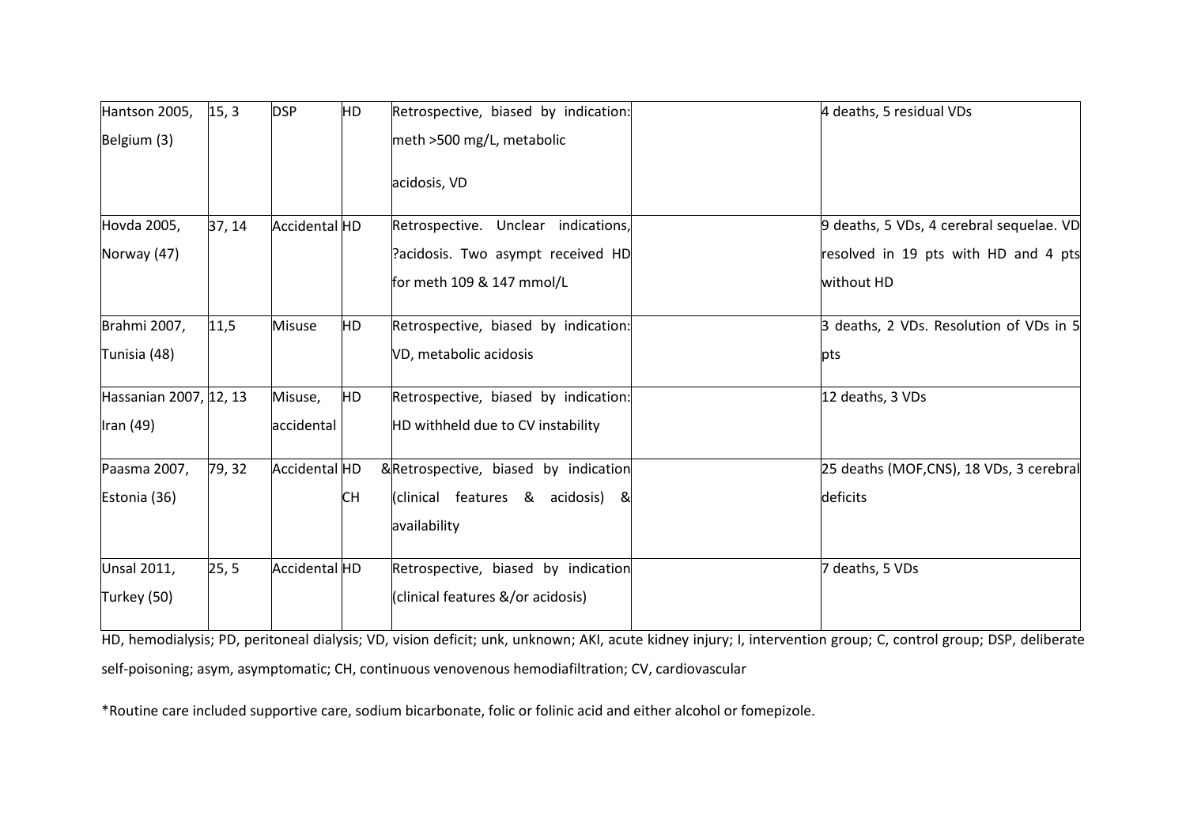| Hantson 2005, Belgium (3) | 15, 3 | DSP | HD | Retrospective, biased by indication: meth >500 mg/L, metabolic acidosis, VD | | 4 deaths, 5 residual VDs |
|---|---|---|---|---|---|---|
| Hovda 2005, Norway (47) | 37, 14 | Accidental | HD | Retrospective. Unclear indications, ?acidosis. Two asympt received HD for meth 109 & 147 mmol/L | | 9 deaths, 5 VDs, 4 cerebral sequelae. VD resolved in 19 pts with HD and 4 pts without HD |
| Brahmi 2007, Tunisia (48) | 11,5 | Misuse | HD | Retrospective, biased by indication: VD, metabolic acidosis | | 3 deaths, 2 VDs. Resolution of VDs in 5 pts |
| Hassanian 2007, Iran (49) | 12, 13 | Misuse, accidental | HD | Retrospective, biased by indication: HD withheld due to CV instability | | 12 deaths, 3 VDs |
| Paasma 2007, Estonia (36) | 79, 32 | Accidental | HD & CH | Retrospective, biased by indication (clinical features & acidosis) & availability | | 25 deaths (MOF,CNS), 18 VDs, 3 cerebral deficits |
| Unsal 2011, Turkey (50) | 25, 5 | Accidental | HD | Retrospective, biased by indication (clinical features &/or acidosis) | | 7 deaths, 5 VDs |

HD, hemodialysis; PD, peritoneal dialysis; VD, vision deficit; unk, unknown; AKI, acute kidney injury; I, intervention group; C, control group; DSP, deliberate self-poisoning; asym, asymptomatic; CH, continuous venovenous hemodiafiltration; CV, cardiovascular

*Routine care included supportive care, sodium bicarbonate, folic or folinic acid and either alcohol or fomepizole.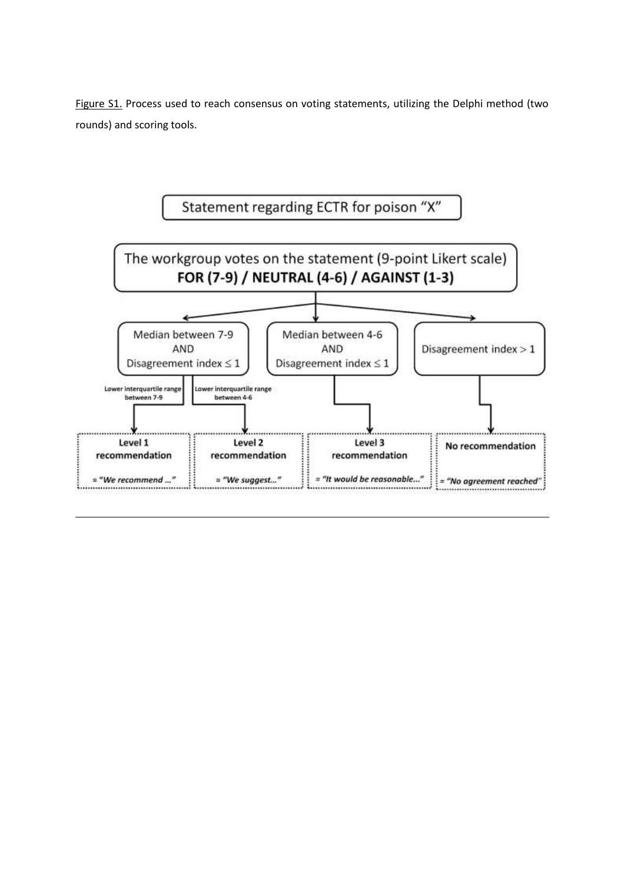Figure S1. Process used to reach consensus on voting statements, utilizing the Delphi method (two rounds) and scoring tools.

Statement regarding ECTR for poison "X"

The workgroup votes on the statement (9-point Likert scale)
**FOR (7-9) / NEUTRAL (4-6) / AGAINST (1-3)**

- Median between 7-9 AND Disagreement index ≤ 1
  - Lower interquartile range between 7-9 → **Level 1 recommendation** = *"We recommend ..."*
  - Lower interquartile range between 4-6 → **Level 2 recommendation** = *"We suggest..."*
- Median between 4-6 AND Disagreement index ≤ 1 → **Level 3 recommendation** = *"It would be reasonable..."*
- Disagreement index > 1 → **No recommendation** = *"No agreement reached"*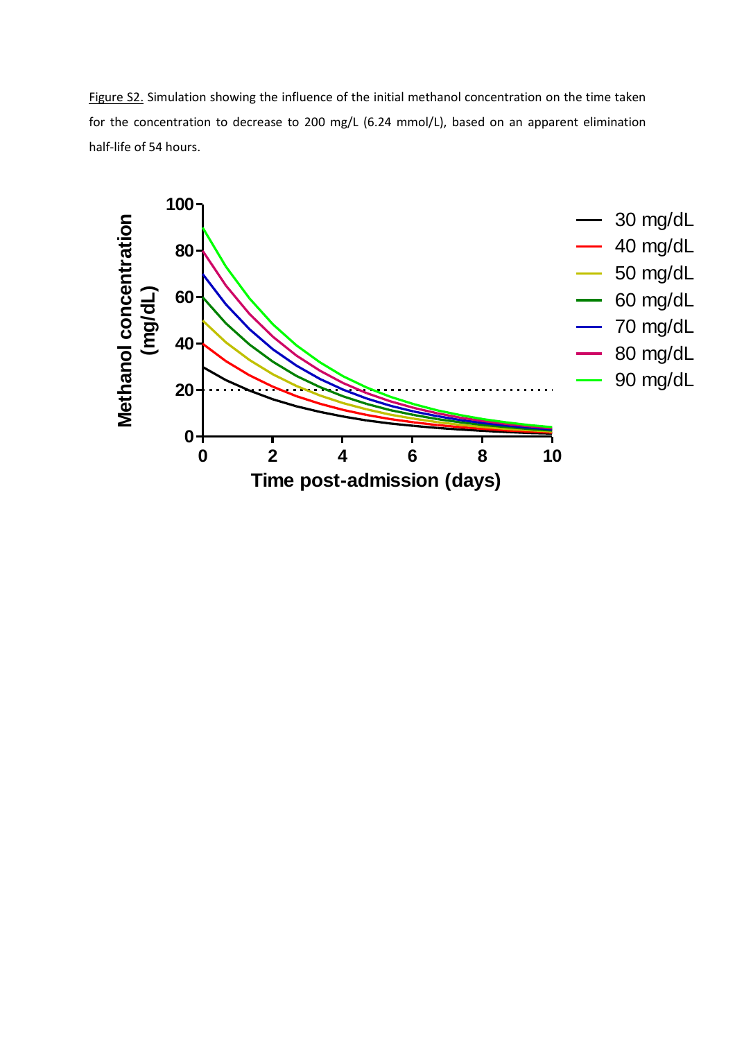Figure S2. Simulation showing the influence of the initial methanol concentration on the time taken for the concentration to decrease to 200 mg/L (6.24 mmol/L), based on an apparent elimination half-life of 54 hours.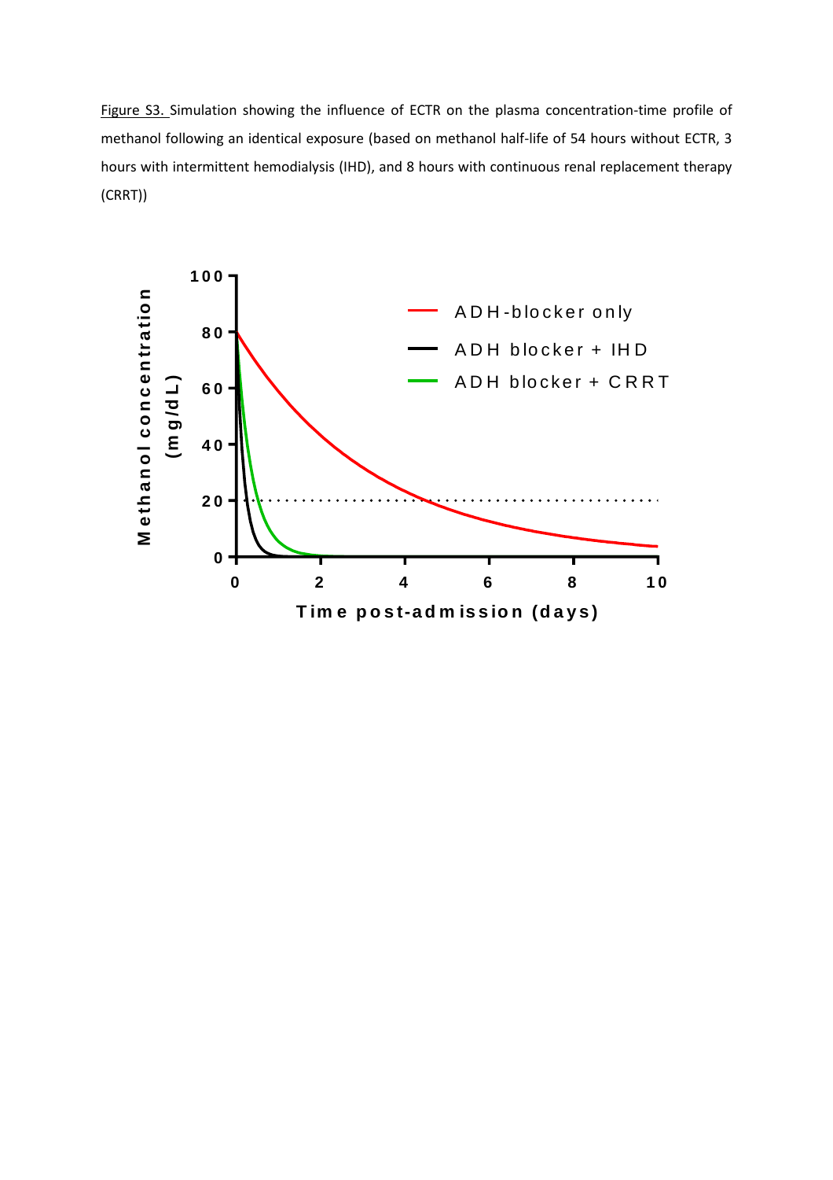Figure S3. Simulation showing the influence of ECTR on the plasma concentration-time profile of methanol following an identical exposure (based on methanol half-life of 54 hours without ECTR, 3 hours with intermittent hemodialysis (IHD), and 8 hours with continuous renal replacement therapy (CRRT))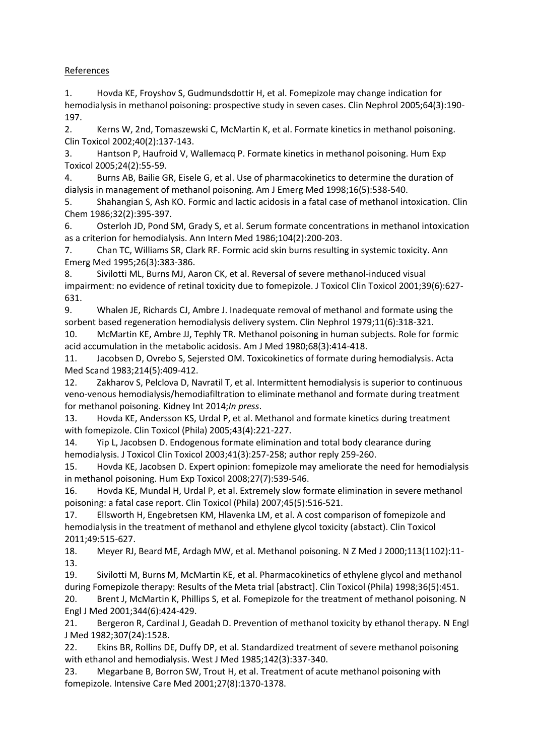References

1. Hovda KE, Froyshov S, Gudmundsdottir H, et al. Fomepizole may change indication for hemodialysis in methanol poisoning: prospective study in seven cases. Clin Nephrol 2005;64(3):190-197.
2. Kerns W, 2nd, Tomaszewski C, McMartin K, et al. Formate kinetics in methanol poisoning. Clin Toxicol 2002;40(2):137-143.
3. Hantson P, Haufroid V, Wallemacq P. Formate kinetics in methanol poisoning. Hum Exp Toxicol 2005;24(2):55-59.
4. Burns AB, Bailie GR, Eisele G, et al. Use of pharmacokinetics to determine the duration of dialysis in management of methanol poisoning. Am J Emerg Med 1998;16(5):538-540.
5. Shahangian S, Ash KO. Formic and lactic acidosis in a fatal case of methanol intoxication. Clin Chem 1986;32(2):395-397.
6. Osterloh JD, Pond SM, Grady S, et al. Serum formate concentrations in methanol intoxication as a criterion for hemodialysis. Ann Intern Med 1986;104(2):200-203.
7. Chan TC, Williams SR, Clark RF. Formic acid skin burns resulting in systemic toxicity. Ann Emerg Med 1995;26(3):383-386.
8. Sivilotti ML, Burns MJ, Aaron CK, et al. Reversal of severe methanol-induced visual impairment: no evidence of retinal toxicity due to fomepizole. J Toxicol Clin Toxicol 2001;39(6):627-631.
9. Whalen JE, Richards CJ, Ambre J. Inadequate removal of methanol and formate using the sorbent based regeneration hemodialysis delivery system. Clin Nephrol 1979;11(6):318-321.
10. McMartin KE, Ambre JJ, Tephly TR. Methanol poisoning in human subjects. Role for formic acid accumulation in the metabolic acidosis. Am J Med 1980;68(3):414-418.
11. Jacobsen D, Ovrebo S, Sejersted OM. Toxicokinetics of formate during hemodialysis. Acta Med Scand 1983;214(5):409-412.
12. Zakharov S, Pelclova D, Navratil T, et al. Intermittent hemodialysis is superior to continuous veno-venous hemodialysis/hemodiafiltration to eliminate methanol and formate during treatment for methanol poisoning. Kidney Int 2014;*In press*.
13. Hovda KE, Andersson KS, Urdal P, et al. Methanol and formate kinetics during treatment with fomepizole. Clin Toxicol (Phila) 2005;43(4):221-227.
14. Yip L, Jacobsen D. Endogenous formate elimination and total body clearance during hemodialysis. J Toxicol Clin Toxicol 2003;41(3):257-258; author reply 259-260.
15. Hovda KE, Jacobsen D. Expert opinion: fomepizole may ameliorate the need for hemodialysis in methanol poisoning. Hum Exp Toxicol 2008;27(7):539-546.
16. Hovda KE, Mundal H, Urdal P, et al. Extremely slow formate elimination in severe methanol poisoning: a fatal case report. Clin Toxicol (Phila) 2007;45(5):516-521.
17. Ellsworth H, Engebretsen KM, Hlavenka LM, et al. A cost comparison of fomepizole and hemodialysis in the treatment of methanol and ethylene glycol toxicity (abstact). Clin Toxicol 2011;49:515-627.
18. Meyer RJ, Beard ME, Ardagh MW, et al. Methanol poisoning. N Z Med J 2000;113(1102):11-13.
19. Sivilotti M, Burns M, McMartin KE, et al. Pharmacokinetics of ethylene glycol and methanol during Fomepizole therapy: Results of the Meta trial [abstract]. Clin Toxicol (Phila) 1998;36(5):451.
20. Brent J, McMartin K, Phillips S, et al. Fomepizole for the treatment of methanol poisoning. N Engl J Med 2001;344(6):424-429.
21. Bergeron R, Cardinal J, Geadah D. Prevention of methanol toxicity by ethanol therapy. N Engl J Med 1982;307(24):1528.
22. Ekins BR, Rollins DE, Duffy DP, et al. Standardized treatment of severe methanol poisoning with ethanol and hemodialysis. West J Med 1985;142(3):337-340.
23. Megarbane B, Borron SW, Trout H, et al. Treatment of acute methanol poisoning with fomepizole. Intensive Care Med 2001;27(8):1370-1378.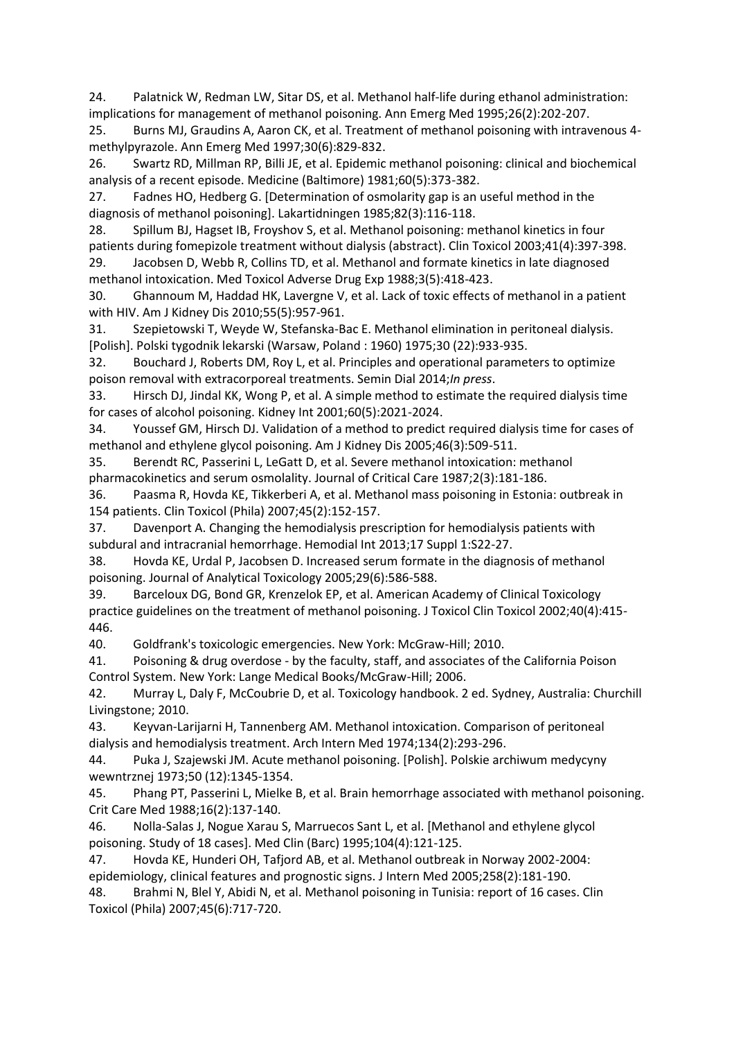24. Palatnick W, Redman LW, Sitar DS, et al. Methanol half-life during ethanol administration: implications for management of methanol poisoning. Ann Emerg Med 1995;26(2):202-207.
25. Burns MJ, Graudins A, Aaron CK, et al. Treatment of methanol poisoning with intravenous 4-methylpyrazole. Ann Emerg Med 1997;30(6):829-832.
26. Swartz RD, Millman RP, Billi JE, et al. Epidemic methanol poisoning: clinical and biochemical analysis of a recent episode. Medicine (Baltimore) 1981;60(5):373-382.
27. Fadnes HO, Hedberg G. [Determination of osmolarity gap is an useful method in the diagnosis of methanol poisoning]. Lakartidningen 1985;82(3):116-118.
28. Spillum BJ, Hagset IB, Froyshov S, et al. Methanol poisoning: methanol kinetics in four patients during fomepizole treatment without dialysis (abstract). Clin Toxicol 2003;41(4):397-398.
29. Jacobsen D, Webb R, Collins TD, et al. Methanol and formate kinetics in late diagnosed methanol intoxication. Med Toxicol Adverse Drug Exp 1988;3(5):418-423.
30. Ghannoum M, Haddad HK, Lavergne V, et al. Lack of toxic effects of methanol in a patient with HIV. Am J Kidney Dis 2010;55(5):957-961.
31. Szepietowski T, Weyde W, Stefanska-Bac E. Methanol elimination in peritoneal dialysis. [Polish]. Polski tygodnik lekarski (Warsaw, Poland : 1960) 1975;30 (22):933-935.
32. Bouchard J, Roberts DM, Roy L, et al. Principles and operational parameters to optimize poison removal with extracorporeal treatments. Semin Dial 2014;*In press*.
33. Hirsch DJ, Jindal KK, Wong P, et al. A simple method to estimate the required dialysis time for cases of alcohol poisoning. Kidney Int 2001;60(5):2021-2024.
34. Youssef GM, Hirsch DJ. Validation of a method to predict required dialysis time for cases of methanol and ethylene glycol poisoning. Am J Kidney Dis 2005;46(3):509-511.
35. Berendt RC, Passerini L, LeGatt D, et al. Severe methanol intoxication: methanol pharmacokinetics and serum osmolality. Journal of Critical Care 1987;2(3):181-186.
36. Paasma R, Hovda KE, Tikkerberi A, et al. Methanol mass poisoning in Estonia: outbreak in 154 patients. Clin Toxicol (Phila) 2007;45(2):152-157.
37. Davenport A. Changing the hemodialysis prescription for hemodialysis patients with subdural and intracranial hemorrhage. Hemodial Int 2013;17 Suppl 1:S22-27.
38. Hovda KE, Urdal P, Jacobsen D. Increased serum formate in the diagnosis of methanol poisoning. Journal of Analytical Toxicology 2005;29(6):586-588.
39. Barceloux DG, Bond GR, Krenzelok EP, et al. American Academy of Clinical Toxicology practice guidelines on the treatment of methanol poisoning. J Toxicol Clin Toxicol 2002;40(4):415-446.
40. Goldfrank's toxicologic emergencies. New York: McGraw-Hill; 2010.
41. Poisoning & drug overdose - by the faculty, staff, and associates of the California Poison Control System. New York: Lange Medical Books/McGraw-Hill; 2006.
42. Murray L, Daly F, McCoubrie D, et al. Toxicology handbook. 2 ed. Sydney, Australia: Churchill Livingstone; 2010.
43. Keyvan-Larijarni H, Tannenberg AM. Methanol intoxication. Comparison of peritoneal dialysis and hemodialysis treatment. Arch Intern Med 1974;134(2):293-296.
44. Puka J, Szajewski JM. Acute methanol poisoning. [Polish]. Polskie archiwum medycyny wewntrznej 1973;50 (12):1345-1354.
45. Phang PT, Passerini L, Mielke B, et al. Brain hemorrhage associated with methanol poisoning. Crit Care Med 1988;16(2):137-140.
46. Nolla-Salas J, Nogue Xarau S, Marruecos Sant L, et al. [Methanol and ethylene glycol poisoning. Study of 18 cases]. Med Clin (Barc) 1995;104(4):121-125.
47. Hovda KE, Hunderi OH, Tafjord AB, et al. Methanol outbreak in Norway 2002-2004: epidemiology, clinical features and prognostic signs. J Intern Med 2005;258(2):181-190.
48. Brahmi N, Blel Y, Abidi N, et al. Methanol poisoning in Tunisia: report of 16 cases. Clin Toxicol (Phila) 2007;45(6):717-720.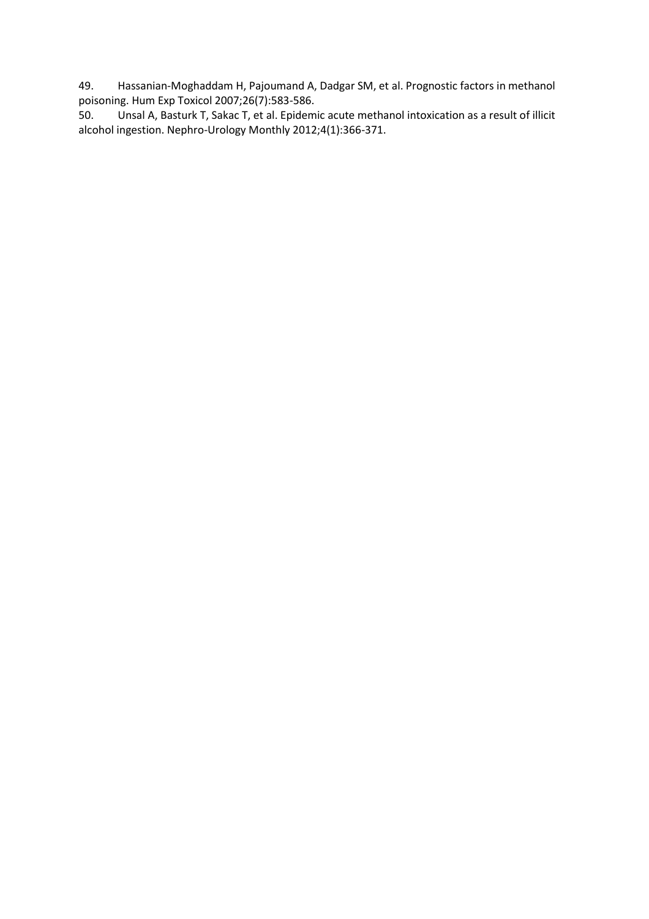49. Hassanian-Moghaddam H, Pajoumand A, Dadgar SM, et al. Prognostic factors in methanol poisoning. Hum Exp Toxicol 2007;26(7):583-586.
50. Unsal A, Basturk T, Sakac T, et al. Epidemic acute methanol intoxication as a result of illicit alcohol ingestion. Nephro-Urology Monthly 2012;4(1):366-371.